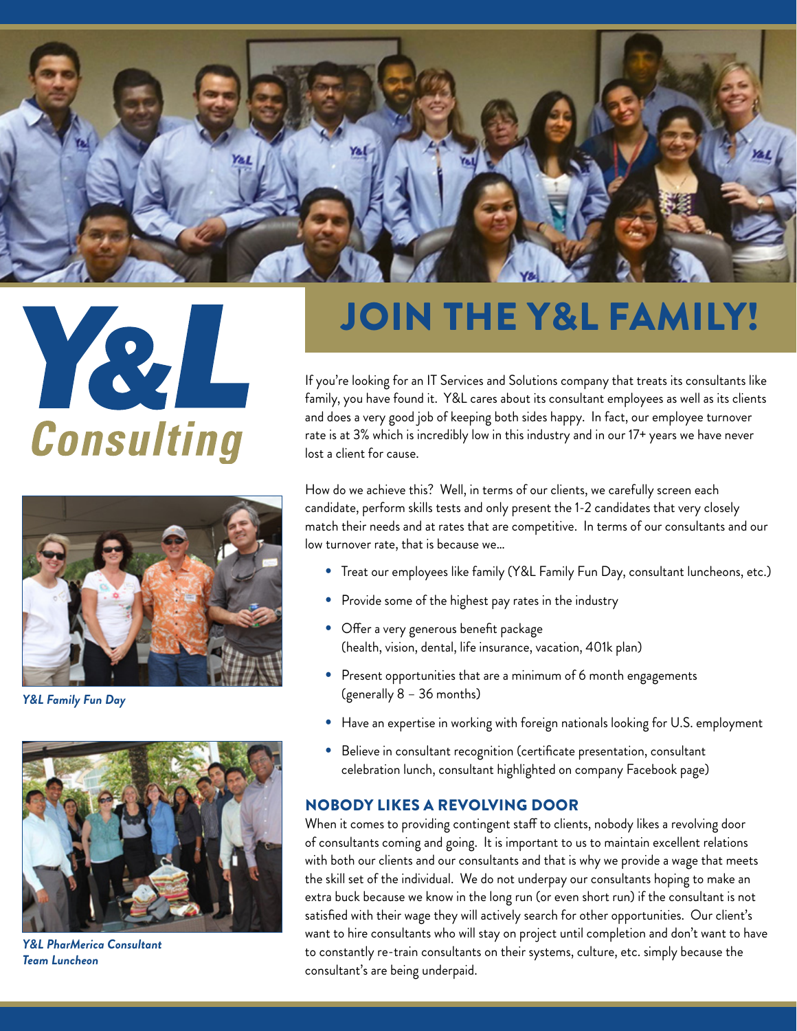# Y&L Consulting

# JOIN THE Y&L FAMILY!

If you're looking for an IT Services and Solutions company that treats its consultants like family, you have found it. Y&L cares about its consultant employees as well as its clients and does a very good job of keeping both sides happy. In fact, our employee turnover rate is at 3% which is incredibly low in this industry and in our 17+ years we have never lost a client for cause.

How do we achieve this? Well, in terms of our clients, we carefully screen each candidate, perform skills tests and only present the 1-2 candidates that very closely match their needs and at rates that are competitive. In terms of our consultants and our low turnover rate, that is because we...

- Treat our employees like family (Y&L Family Fun Day, consultant luncheons, etc.)
- Provide some of the highest pay rates in the industry
- Offer a very generous benefit package (health, vision, dental, life insurance, vacation, 401k plan)
- Present opportunities that are a minimum of 6 month engagements (generally 8 – 36 months)
- Have an expertise in working with foreign nationals looking for U.S. employment
- Believe in consultant recognition (certificate presentation, consultant celebration lunch, consultant highlighted on company Facebook page)

*Y&L Family Fun Day*

*Y&L PharMerica Consultant Team Luncheon*

## NOBODY LIKES A REVOLVING DOOR

When it comes to providing contingent staff to clients, nobody likes a revolving door of consultants coming and going. It is important to us to maintain excellent relations with both our clients and our consultants and that is why we provide a wage that meets the skill set of the individual. We do not underpay our consultants hoping to make an extra buck because we know in the long run (or even short run) if the consultant is not satisfied with their wage they will actively search for other opportunities. Our client's want to hire consultants who will stay on project until completion and don't want to have to constantly re-train consultants on their systems, culture, etc. simply because the consultant's are being underpaid.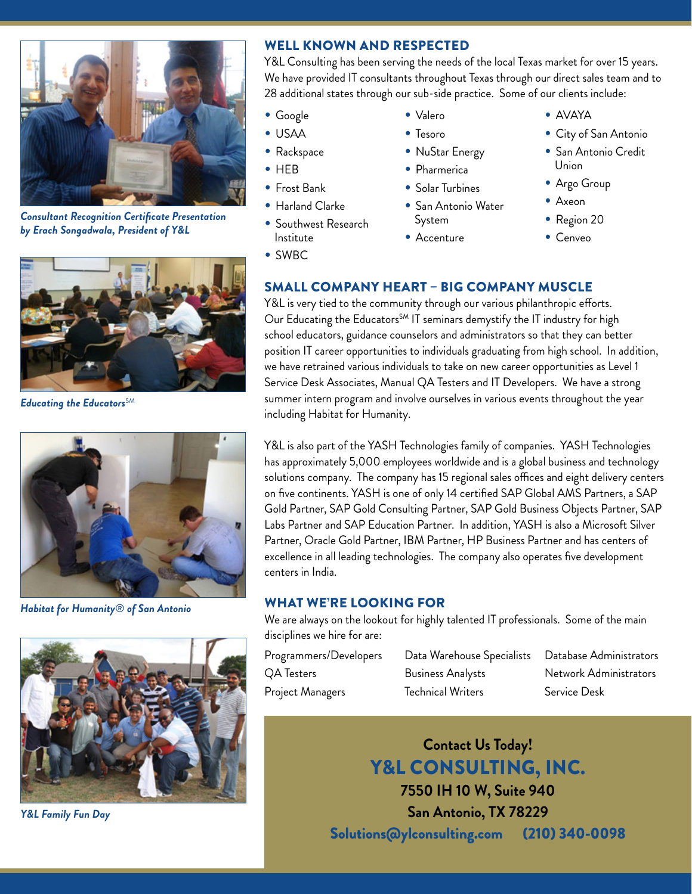*Consultant Recognition Certificate Presentation by Erach Songadwala, President of Y&L*

*Educating the Educators℠*

*Habitat for Humanity® of San Antonio*

*Y&L Family Fun Day*

## WELL KNOWN AND RESPECTED

Y&L Consulting has been serving the needs of the local Texas market for over 15 years. We have provided IT consultants throughout Texas through our direct sales team and to 28 additional states through our sub-side practice. Some of our clients include:

- Google
- USAA
- Rackspace
- HEB
- Frost Bank
- Harland Clarke
- Southwest Research Institute
- SWBC
- Valero
- Tesoro
- NuStar Energy
- Pharmerica
- Solar Turbines
- San Antonio Water System
- Accenture
- AVAYA
- City of San Antonio
- San Antonio Credit Union
- Argo Group
- Axeon
- Region 20
- Cenveo

## SMALL COMPANY HEART – BIG COMPANY MUSCLE

Y&L is very tied to the community through our various philanthropic efforts. Our Educating the Educators℠ IT seminars demystify the IT industry for high school educators, guidance counselors and administrators so that they can better position IT career opportunities to individuals graduating from high school. In addition, we have retrained various individuals to take on new career opportunities as Level 1 Service Desk Associates, Manual QA Testers and IT Developers. We have a strong summer intern program and involve ourselves in various events throughout the year including Habitat for Humanity.

Y&L is also part of the YASH Technologies family of companies. YASH Technologies has approximately 5,000 employees worldwide and is a global business and technology solutions company. The company has 15 regional sales offices and eight delivery centers on five continents. YASH is one of only 14 certified SAP Global AMS Partners, a SAP Gold Partner, SAP Gold Consulting Partner, SAP Gold Business Objects Partner, SAP Labs Partner and SAP Education Partner. In addition, YASH is also a Microsoft Silver Partner, Oracle Gold Partner, IBM Partner, HP Business Partner and has centers of excellence in all leading technologies. The company also operates five development centers in India.

## WHAT WE'RE LOOKING FOR

We are always on the lookout for highly talented IT professionals. Some of the main disciplines we hire for are:

| | | |
|---|---|---|
| Programmers/Developers | Data Warehouse Specialists | Database Administrators |
| QA Testers | Business Analysts | Network Administrators |
| Project Managers | Technical Writers | Service Desk |

**Contact Us Today!**

**Y&L CONSULTING, INC.**

**7550 IH 10 W, Suite 940**

**San Antonio, TX 78229**

**Solutions@ylconsulting.com (210) 340-0098**